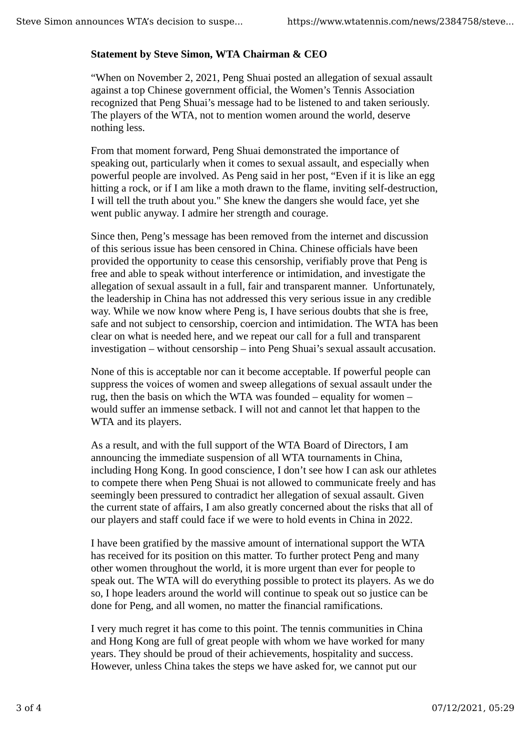**Statement by Steve Simon, WTA Chairman & CEO**

"When on November 2, 2021, Peng Shuai posted an allegation of sexual assault against a top Chinese government official, the Women's Tennis Association recognized that Peng Shuai's message had to be listened to and taken seriously. The players of the WTA, not to mention women around the world, deserve nothing less.

From that moment forward, Peng Shuai demonstrated the importance of speaking out, particularly when it comes to sexual assault, and especially when powerful people are involved. As Peng said in her post, "Even if it is like an egg hitting a rock, or if I am like a moth drawn to the flame, inviting self-destruction, I will tell the truth about you." She knew the dangers she would face, yet she went public anyway. I admire her strength and courage.

Since then, Peng's message has been removed from the internet and discussion of this serious issue has been censored in China. Chinese officials have been provided the opportunity to cease this censorship, verifiably prove that Peng is free and able to speak without interference or intimidation, and investigate the allegation of sexual assault in a full, fair and transparent manner. Unfortunately, the leadership in China has not addressed this very serious issue in any credible way. While we now know where Peng is, I have serious doubts that she is free, safe and not subject to censorship, coercion and intimidation. The WTA has been clear on what is needed here, and we repeat our call for a full and transparent investigation – without censorship – into Peng Shuai's sexual assault accusation.

None of this is acceptable nor can it become acceptable. If powerful people can suppress the voices of women and sweep allegations of sexual assault under the rug, then the basis on which the WTA was founded – equality for women – would suffer an immense setback. I will not and cannot let that happen to the WTA and its players.

As a result, and with the full support of the WTA Board of Directors, I am announcing the immediate suspension of all WTA tournaments in China, including Hong Kong. In good conscience, I don't see how I can ask our athletes to compete there when Peng Shuai is not allowed to communicate freely and has seemingly been pressured to contradict her allegation of sexual assault. Given the current state of affairs, I am also greatly concerned about the risks that all of our players and staff could face if we were to hold events in China in 2022.

I have been gratified by the massive amount of international support the WTA has received for its position on this matter. To further protect Peng and many other women throughout the world, it is more urgent than ever for people to speak out. The WTA will do everything possible to protect its players. As we do so, I hope leaders around the world will continue to speak out so justice can be done for Peng, and all women, no matter the financial ramifications.

I very much regret it has come to this point. The tennis communities in China and Hong Kong are full of great people with whom we have worked for many years. They should be proud of their achievements, hospitality and success. However, unless China takes the steps we have asked for, we cannot put our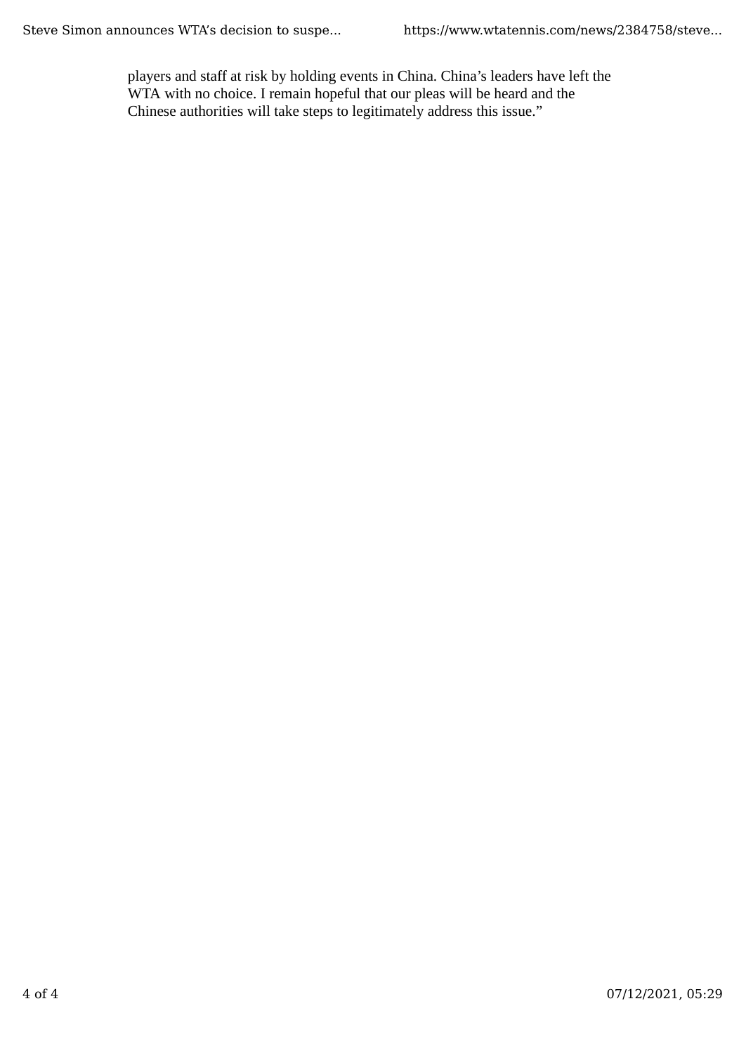players and staff at risk by holding events in China. China’s leaders have left the WTA with no choice. I remain hopeful that our pleas will be heard and the Chinese authorities will take steps to legitimately address this issue.”